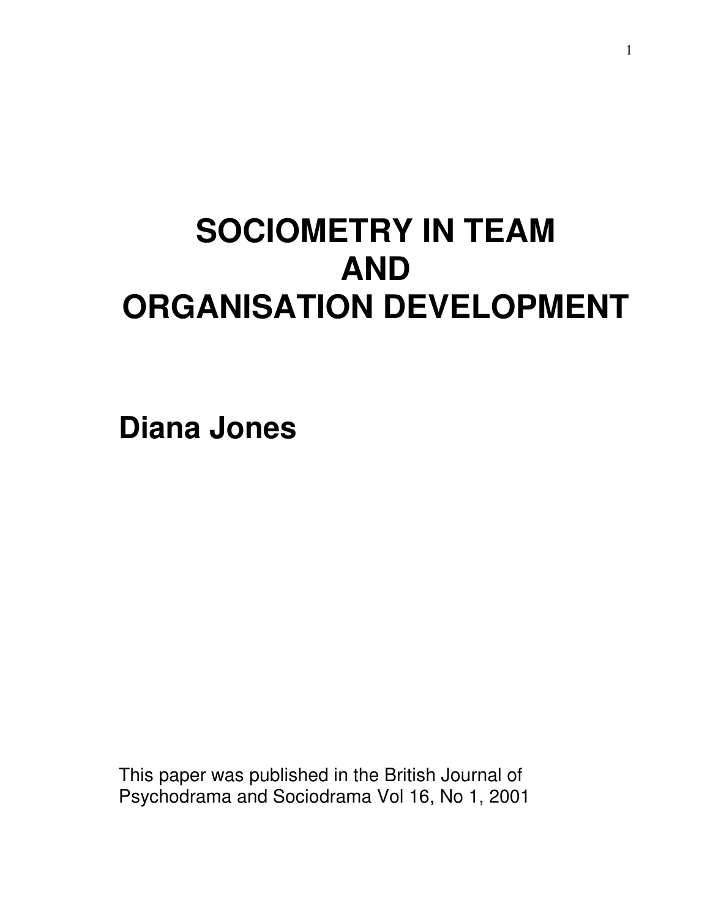# SOCIOMETRY IN TEAM AND ORGANISATION DEVELOPMENT

## Diana Jones

This paper was published in the British Journal of Psychodrama and Sociodrama Vol 16, No 1, 2001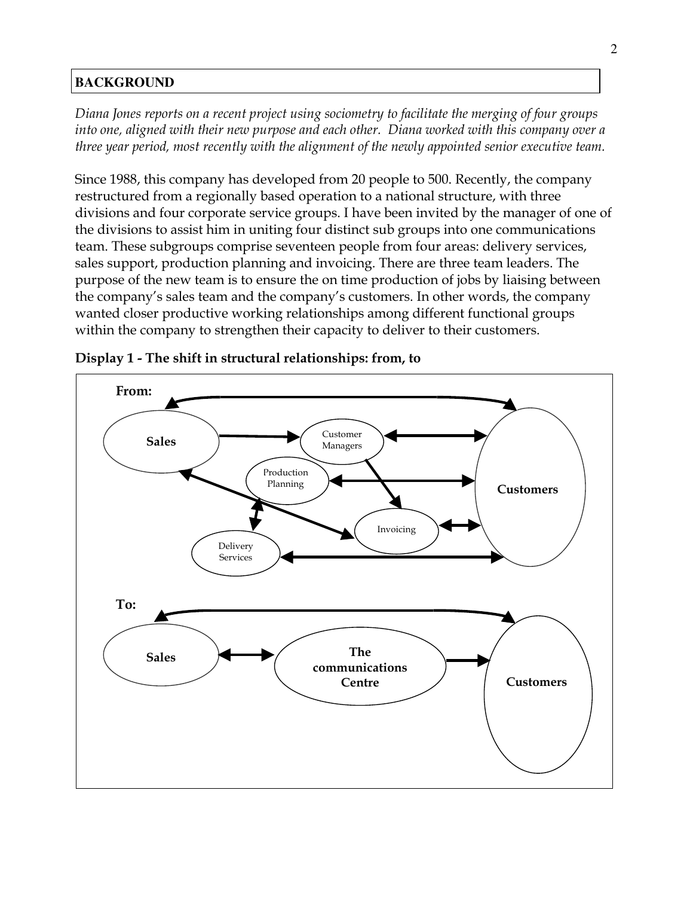## BACKGROUND

*Diana Jones reports on a recent project using sociometry to facilitate the merging of four groups into one, aligned with their new purpose and each other. Diana worked with this company over a three year period, most recently with the alignment of the newly appointed senior executive team.*

Since 1988, this company has developed from 20 people to 500. Recently, the company restructured from a regionally based operation to a national structure, with three divisions and four corporate service groups. I have been invited by the manager of one of the divisions to assist him in uniting four distinct sub groups into one communications team. These subgroups comprise seventeen people from four areas: delivery services, sales support, production planning and invoicing. There are three team leaders. The purpose of the new team is to ensure the on time production of jobs by liaising between the company's sales team and the company's customers. In other words, the company wanted closer productive working relationships among different functional groups within the company to strengthen their capacity to deliver to their customers.

**Display 1 - The shift in structural relationships: from, to**

**From:**

Sales — Customer Managers — Production Planning — Invoicing — Delivery Services — Customers

**To:**

Sales — The communications Centre — Customers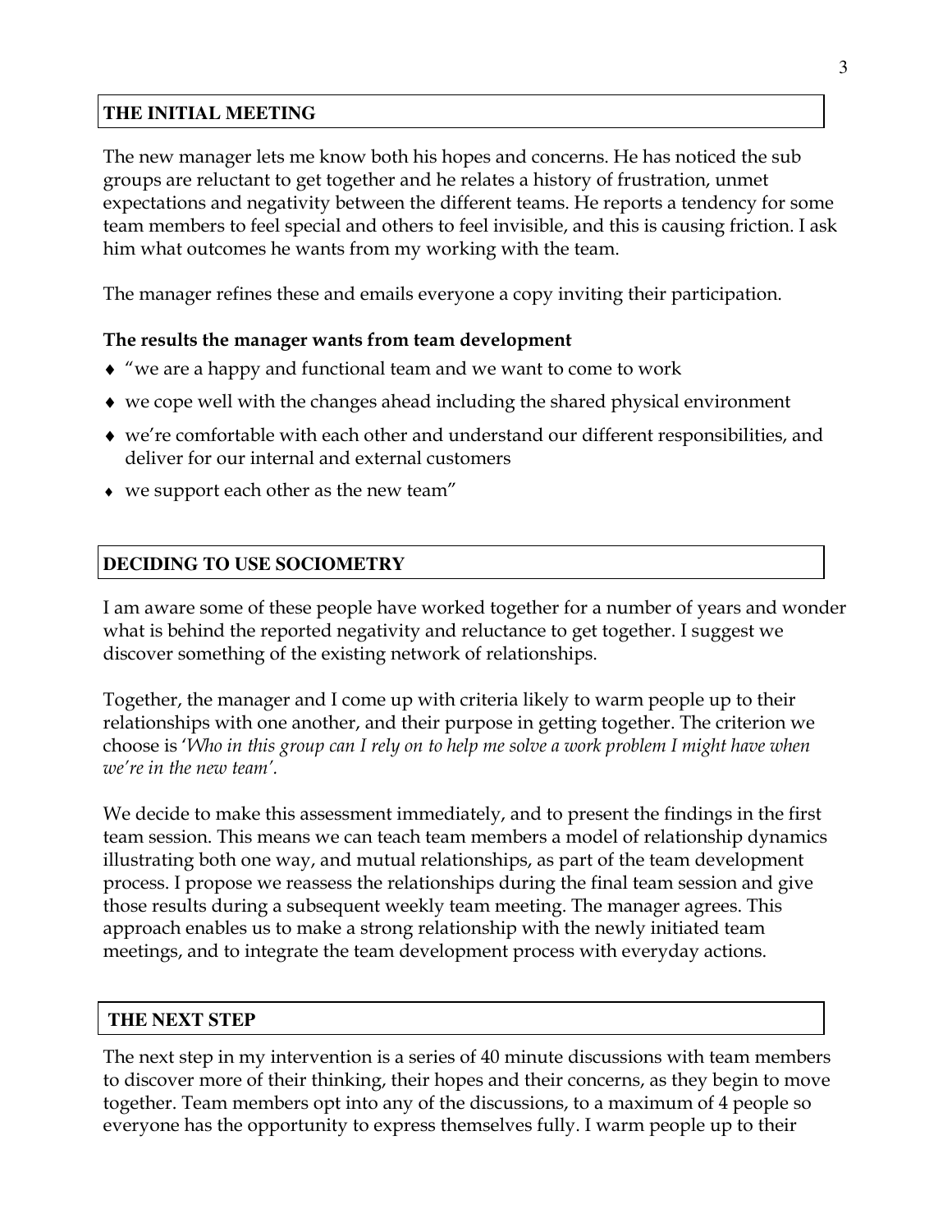## THE INITIAL MEETING

The new manager lets me know both his hopes and concerns. He has noticed the sub groups are reluctant to get together and he relates a history of frustration, unmet expectations and negativity between the different teams. He reports a tendency for some team members to feel special and others to feel invisible, and this is causing friction. I ask him what outcomes he wants from my working with the team.

The manager refines these and emails everyone a copy inviting their participation.

**The results the manager wants from team development**

- "we are a happy and functional team and we want to come to work
- we cope well with the changes ahead including the shared physical environment
- we're comfortable with each other and understand our different responsibilities, and deliver for our internal and external customers
- we support each other as the new team"

## DECIDING TO USE SOCIOMETRY

I am aware some of these people have worked together for a number of years and wonder what is behind the reported negativity and reluctance to get together. I suggest we discover something of the existing network of relationships.

Together, the manager and I come up with criteria likely to warm people up to their relationships with one another, and their purpose in getting together. The criterion we choose is '*Who in this group can I rely on to help me solve a work problem I might have when we're in the new team'.*

We decide to make this assessment immediately, and to present the findings in the first team session. This means we can teach team members a model of relationship dynamics illustrating both one way, and mutual relationships, as part of the team development process. I propose we reassess the relationships during the final team session and give those results during a subsequent weekly team meeting. The manager agrees. This approach enables us to make a strong relationship with the newly initiated team meetings, and to integrate the team development process with everyday actions.

## THE NEXT STEP

The next step in my intervention is a series of 40 minute discussions with team members to discover more of their thinking, their hopes and their concerns, as they begin to move together. Team members opt into any of the discussions, to a maximum of 4 people so everyone has the opportunity to express themselves fully. I warm people up to their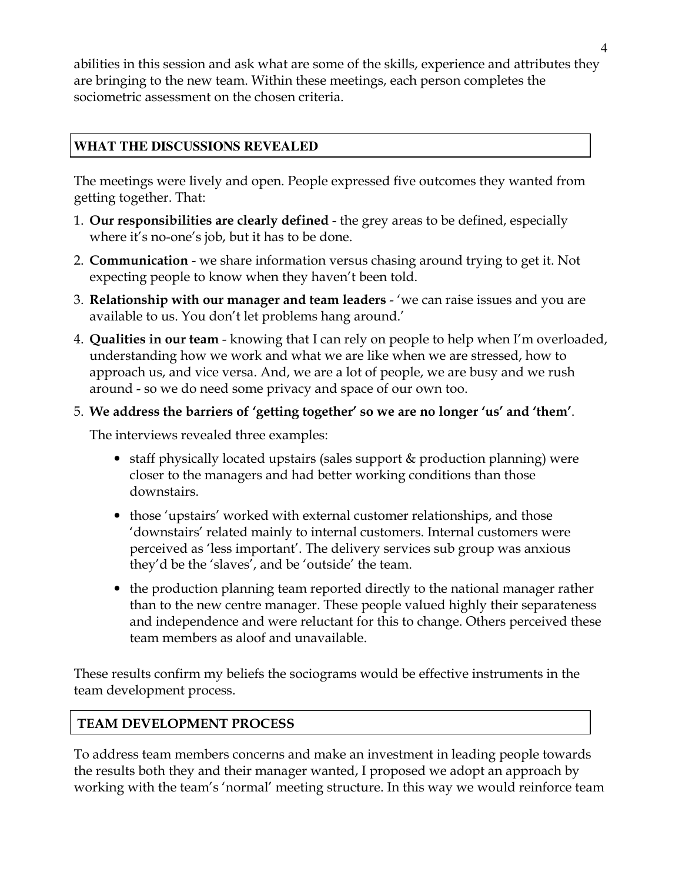abilities in this session and ask what are some of the skills, experience and attributes they are bringing to the new team. Within these meetings, each person completes the sociometric assessment on the chosen criteria.

## WHAT THE DISCUSSIONS REVEALED

The meetings were lively and open. People expressed five outcomes they wanted from getting together. That:

1. **Our responsibilities are clearly defined** - the grey areas to be defined, especially where it's no-one's job, but it has to be done.
2. **Communication** - we share information versus chasing around trying to get it. Not expecting people to know when they haven't been told.
3. **Relationship with our manager and team leaders** - 'we can raise issues and you are available to us. You don't let problems hang around.'
4. **Qualities in our team** - knowing that I can rely on people to help when I'm overloaded, understanding how we work and what we are like when we are stressed, how to approach us, and vice versa. And, we are a lot of people, we are busy and we rush around - so we do need some privacy and space of our own too.
5. **We address the barriers of 'getting together' so we are no longer 'us' and 'them'**.

   The interviews revealed three examples:

   - staff physically located upstairs (sales support & production planning) were closer to the managers and had better working conditions than those downstairs.
   - those 'upstairs' worked with external customer relationships, and those 'downstairs' related mainly to internal customers. Internal customers were perceived as 'less important'. The delivery services sub group was anxious they'd be the 'slaves', and be 'outside' the team.
   - the production planning team reported directly to the national manager rather than to the new centre manager. These people valued highly their separateness and independence and were reluctant for this to change. Others perceived these team members as aloof and unavailable.

These results confirm my beliefs the sociograms would be effective instruments in the team development process.

## TEAM DEVELOPMENT PROCESS

To address team members concerns and make an investment in leading people towards the results both they and their manager wanted, I proposed we adopt an approach by working with the team's 'normal' meeting structure. In this way we would reinforce team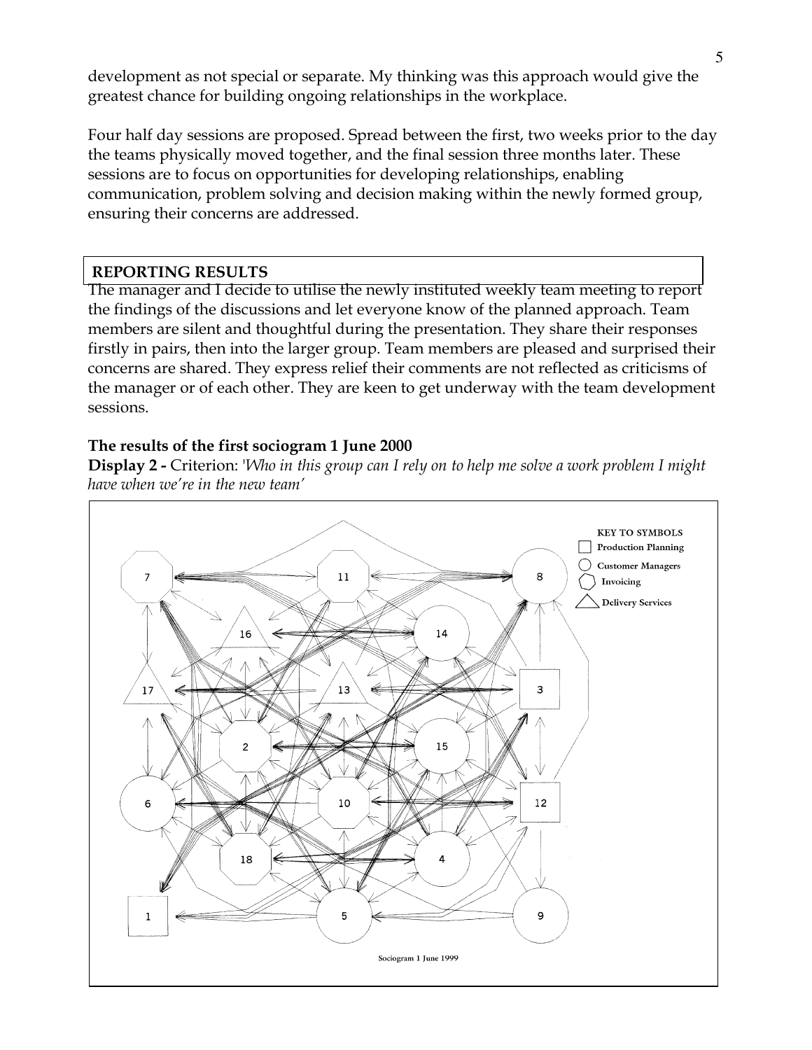development as not special or separate. My thinking was this approach would give the greatest chance for building ongoing relationships in the workplace.

Four half day sessions are proposed. Spread between the first, two weeks prior to the day the teams physically moved together, and the final session three months later. These sessions are to focus on opportunities for developing relationships, enabling communication, problem solving and decision making within the newly formed group, ensuring their concerns are addressed.

## REPORTING RESULTS

The manager and I decide to utilise the newly instituted weekly team meeting to report the findings of the discussions and let everyone know of the planned approach. Team members are silent and thoughtful during the presentation. They share their responses firstly in pairs, then into the larger group. Team members are pleased and surprised their concerns are shared. They express relief their comments are not reflected as criticisms of the manager or of each other. They are keen to get underway with the team development sessions.

### The results of the first sociogram 1 June 2000

**Display 2 -** Criterion: *'Who in this group can I rely on to help me solve a work problem I might have when we're in the new team'*

KEY TO SYMBOLS
- Square: Production Planning
- Circle: Customer Managers
- Octagon: Invoicing
- Triangle: Delivery Services

Sociogram 1 June 1999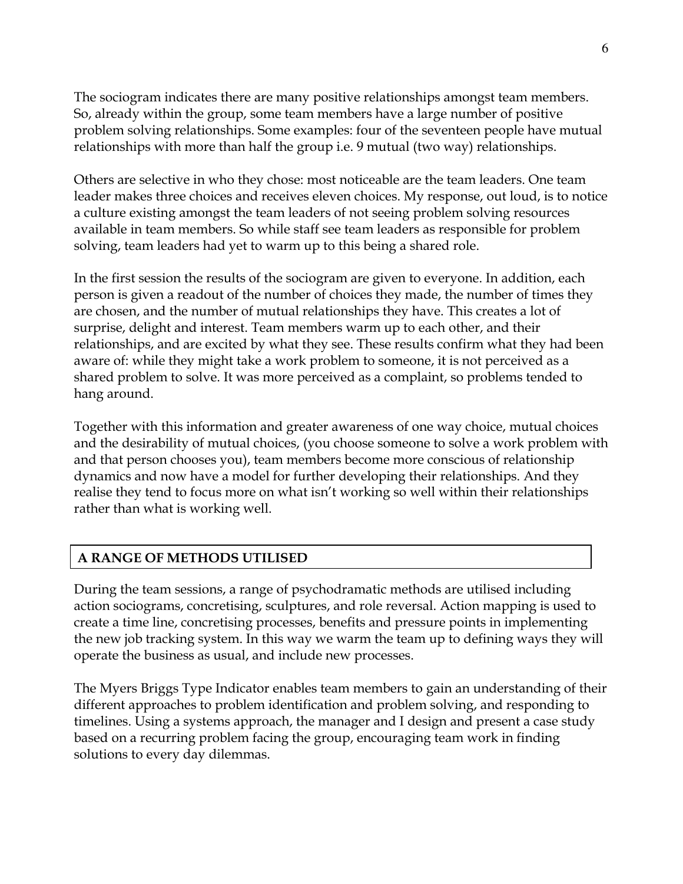The sociogram indicates there are many positive relationships amongst team members. So, already within the group, some team members have a large number of positive problem solving relationships. Some examples: four of the seventeen people have mutual relationships with more than half the group i.e. 9 mutual (two way) relationships.

Others are selective in who they chose: most noticeable are the team leaders. One team leader makes three choices and receives eleven choices. My response, out loud, is to notice a culture existing amongst the team leaders of not seeing problem solving resources available in team members. So while staff see team leaders as responsible for problem solving, team leaders had yet to warm up to this being a shared role.

In the first session the results of the sociogram are given to everyone. In addition, each person is given a readout of the number of choices they made, the number of times they are chosen, and the number of mutual relationships they have. This creates a lot of surprise, delight and interest. Team members warm up to each other, and their relationships, and are excited by what they see. These results confirm what they had been aware of: while they might take a work problem to someone, it is not perceived as a shared problem to solve. It was more perceived as a complaint, so problems tended to hang around.

Together with this information and greater awareness of one way choice, mutual choices and the desirability of mutual choices, (you choose someone to solve a work problem with and that person chooses you), team members become more conscious of relationship dynamics and now have a model for further developing their relationships. And they realise they tend to focus more on what isn't working so well within their relationships rather than what is working well.

## A RANGE OF METHODS UTILISED

During the team sessions, a range of psychodramatic methods are utilised including action sociograms, concretising, sculptures, and role reversal. Action mapping is used to create a time line, concretising processes, benefits and pressure points in implementing the new job tracking system. In this way we warm the team up to defining ways they will operate the business as usual, and include new processes.

The Myers Briggs Type Indicator enables team members to gain an understanding of their different approaches to problem identification and problem solving, and responding to timelines. Using a systems approach, the manager and I design and present a case study based on a recurring problem facing the group, encouraging team work in finding solutions to every day dilemmas.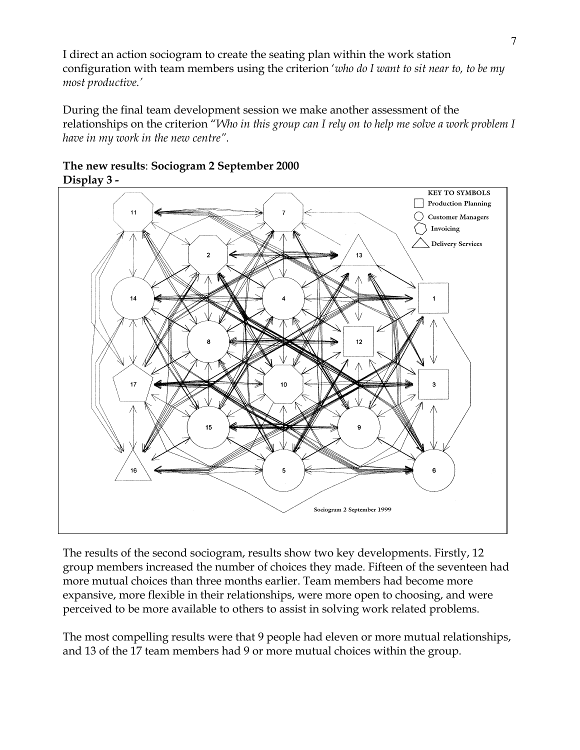I direct an action sociogram to create the seating plan within the work station configuration with team members using the criterion '*who do I want to sit near to, to be my most productive.*'

During the final team development session we make another assessment of the relationships on the criterion "*Who in this group can I rely on to help me solve a work problem I have in my work in the new centre"*.

**The new results**: **Sociogram 2 September 2000**
**Display 3 -**

KEY TO SYMBOLS
Production Planning
Customer Managers
Invoicing
Delivery Services

Sociogram 2 September 1999

The results of the second sociogram, results show two key developments. Firstly, 12 group members increased the number of choices they made. Fifteen of the seventeen had more mutual choices than three months earlier. Team members had become more expansive, more flexible in their relationships, were more open to choosing, and were perceived to be more available to others to assist in solving work related problems.

The most compelling results were that 9 people had eleven or more mutual relationships, and 13 of the 17 team members had 9 or more mutual choices within the group.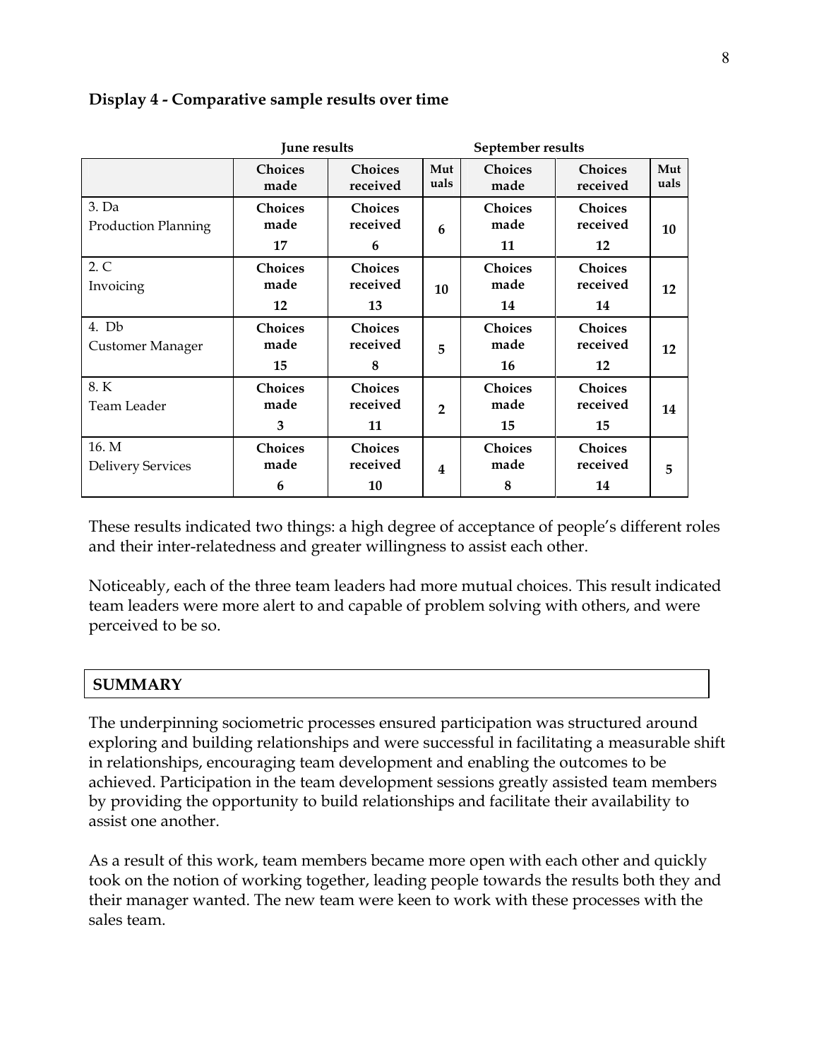**Display 4 - Comparative sample results over time**

| | June results | | | September results | | |
|---|---|---|---|---|---|---|
| | **Choices made** | **Choices received** | **Mutuals** | **Choices made** | **Choices received** | **Mutuals** |
| 3. Da<br>Production Planning | **Choices made**<br>**17** | **Choices received**<br>**6** | **6** | **Choices made**<br>**11** | **Choices received**<br>**12** | **10** |
| 2. C<br>Invoicing | **Choices made**<br>**12** | **Choices received**<br>**13** | **10** | **Choices made**<br>**14** | **Choices received**<br>**14** | **12** |
| 4. Db<br>Customer Manager | **Choices made**<br>**15** | **Choices received**<br>**8** | **5** | **Choices made**<br>**16** | **Choices received**<br>**12** | **12** |
| 8. K<br>Team Leader | **Choices made**<br>**3** | **Choices received**<br>**11** | **2** | **Choices made**<br>**15** | **Choices received**<br>**15** | **14** |
| 16. M<br>Delivery Services | **Choices made**<br>**6** | **Choices received**<br>**10** | **4** | **Choices made**<br>**8** | **Choices received**<br>**14** | **5** |

These results indicated two things: a high degree of acceptance of people's different roles and their inter-relatedness and greater willingness to assist each other.

Noticeably, each of the three team leaders had more mutual choices. This result indicated team leaders were more alert to and capable of problem solving with others, and were perceived to be so.

## SUMMARY

The underpinning sociometric processes ensured participation was structured around exploring and building relationships and were successful in facilitating a measurable shift in relationships, encouraging team development and enabling the outcomes to be achieved. Participation in the team development sessions greatly assisted team members by providing the opportunity to build relationships and facilitate their availability to assist one another.

As a result of this work, team members became more open with each other and quickly took on the notion of working together, leading people towards the results both they and their manager wanted. The new team were keen to work with these processes with the sales team.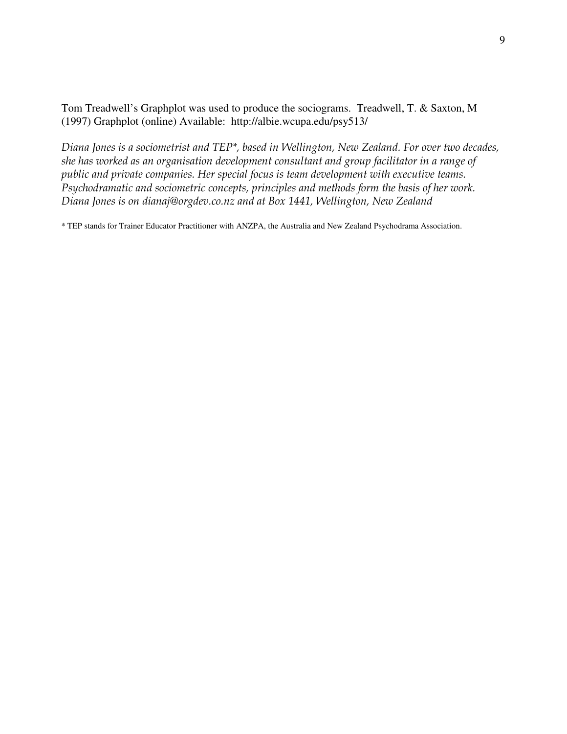Tom Treadwell’s Graphplot was used to produce the sociograms. Treadwell, T. & Saxton, M (1997) Graphplot (online) Available: http://albie.wcupa.edu/psy513/

*Diana Jones is a sociometrist and TEP\*, based in Wellington, New Zealand. For over two decades, she has worked as an organisation development consultant and group facilitator in a range of public and private companies. Her special focus is team development with executive teams. Psychodramatic and sociometric concepts, principles and methods form the basis of her work. Diana Jones is on dianaj@orgdev.co.nz and at Box 1441, Wellington, New Zealand*

\* TEP stands for Trainer Educator Practitioner with ANZPA, the Australia and New Zealand Psychodrama Association.